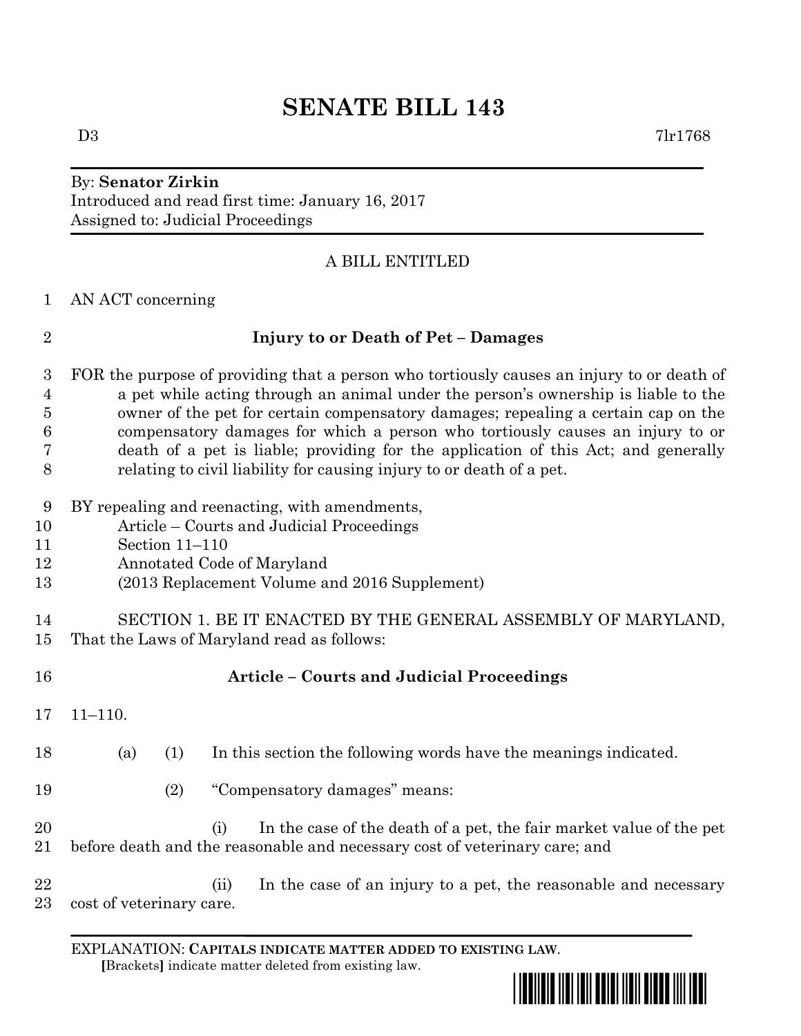# SENATE BILL 143

D3 7lr1768

By: **Senator Zirkin**
Introduced and read first time: January 16, 2017
Assigned to: Judicial Proceedings

A BILL ENTITLED

AN ACT concerning

**Injury to or Death of Pet – Damages**

FOR the purpose of providing that a person who tortiously causes an injury to or death of a pet while acting through an animal under the person's ownership is liable to the owner of the pet for certain compensatory damages; repealing a certain cap on the compensatory damages for which a person who tortiously causes an injury to or death of a pet is liable; providing for the application of this Act; and generally relating to civil liability for causing injury to or death of a pet.

BY repealing and reenacting, with amendments,
Article – Courts and Judicial Proceedings
Section 11–110
Annotated Code of Maryland
(2013 Replacement Volume and 2016 Supplement)

SECTION 1. BE IT ENACTED BY THE GENERAL ASSEMBLY OF MARYLAND, That the Laws of Maryland read as follows:

**Article – Courts and Judicial Proceedings**

11–110.

(a) (1) In this section the following words have the meanings indicated.

(2) "Compensatory damages" means:

(i) In the case of the death of a pet, the fair market value of the pet before death and the reasonable and necessary cost of veterinary care; and

(ii) In the case of an injury to a pet, the reasonable and necessary cost of veterinary care.

EXPLANATION: **CAPITALS INDICATE MATTER ADDED TO EXISTING LAW**.
**[**Brackets**]** indicate matter deleted from existing law.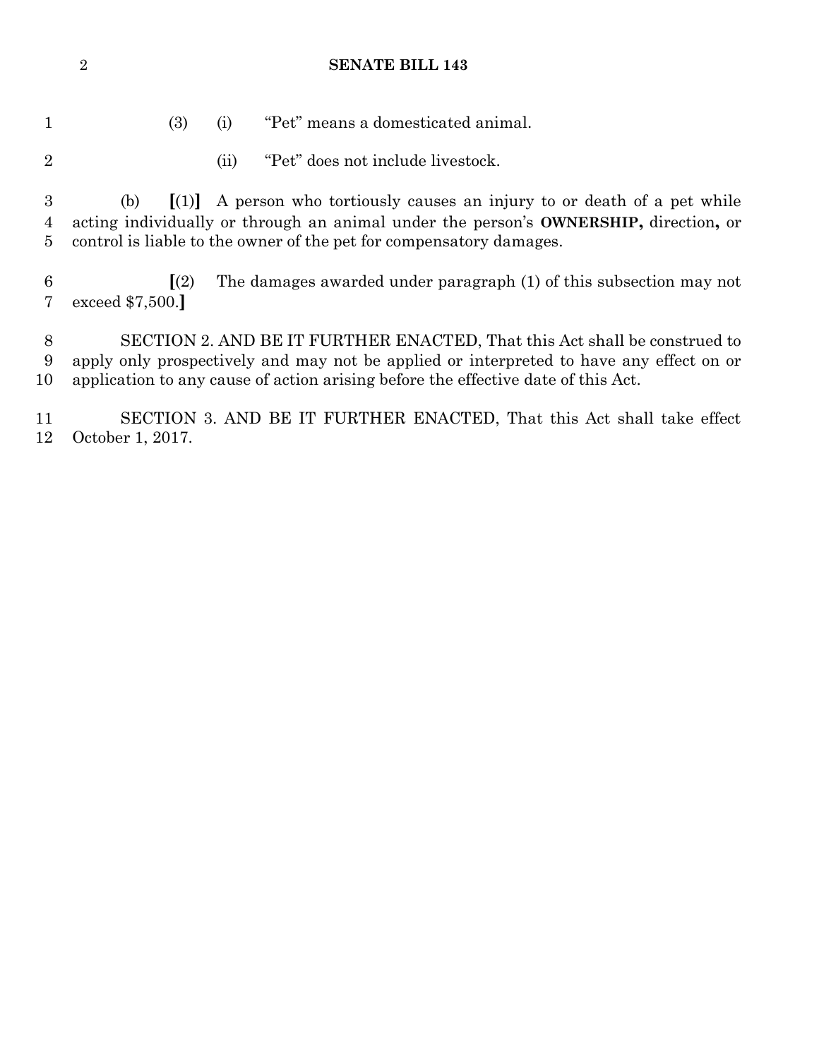(3) (i) "Pet" means a domesticated animal.

(ii) "Pet" does not include livestock.

(b) [(1)] A person who tortiously causes an injury to or death of a pet while acting individually or through an animal under the person's **OWNERSHIP,** direction**,** or control is liable to the owner of the pet for compensatory damages.

[(2) The damages awarded under paragraph (1) of this subsection may not exceed $7,500.]

SECTION 2. AND BE IT FURTHER ENACTED, That this Act shall be construed to apply only prospectively and may not be applied or interpreted to have any effect on or application to any cause of action arising before the effective date of this Act.

SECTION 3. AND BE IT FURTHER ENACTED, That this Act shall take effect October 1, 2017.